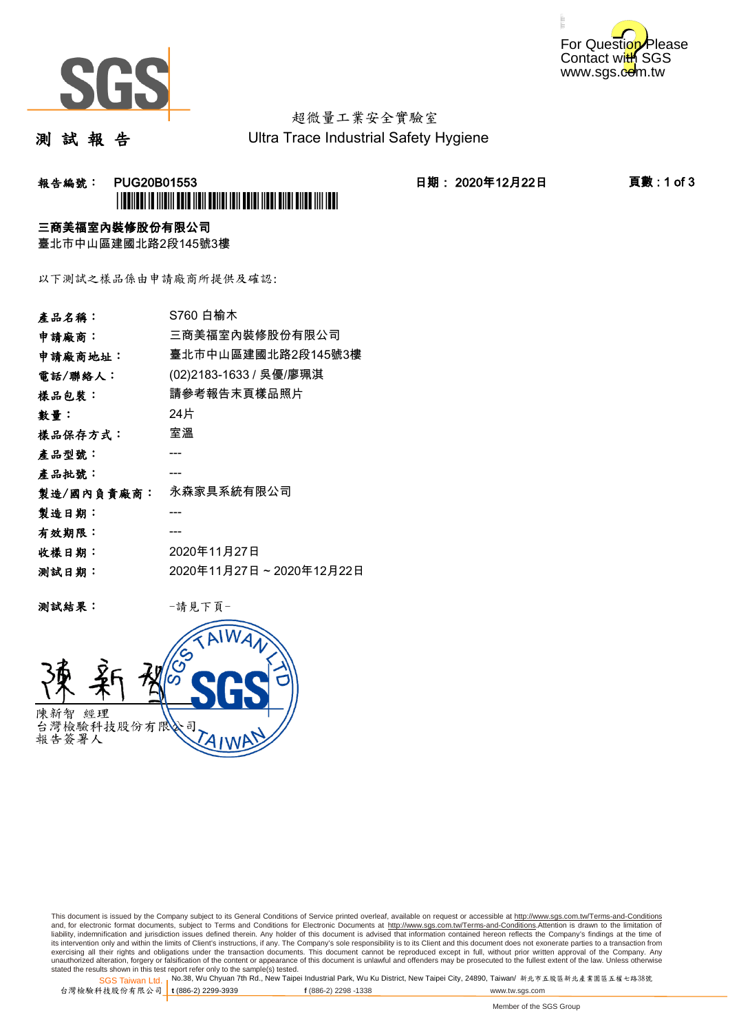For Question Please Contact with SGS www.sgs.com.tw

超微量工業安全實驗室
Ultra Trace Industrial Safety Hygiene

# 測 試 報 告

報告編號： PUG20B01553　　　日期： 2020年12月22日　　　頁數 : 1 of 3

**三商美福室內裝修股份有限公司**
臺北市中山區建國北路2段145號3樓

以下測試之樣品係由申請廠商所提供及確認:

| | |
|---|---|
| 產品名稱： | S760 白榆木 |
| 申請廠商： | 三商美福室內裝修股份有限公司 |
| 申請廠商地址： | 臺北市中山區建國北路2段145號3樓 |
| 電話/聯絡人： | (02)2183-1633 / 吳優/廖珮淇 |
| 樣品包裝： | 請參考報告末頁樣品照片 |
| 數量： | 24片 |
| 樣品保存方式： | 室溫 |
| 產品型號： | --- |
| 產品批號： | --- |
| 製造/國內負責廠商： | 永森家具系統有限公司 |
| 製造日期： | --- |
| 有效期限： | --- |
| 收樣日期： | 2020年11月27日 |
| 測試日期： | 2020年11月27日 ~ 2020年12月22日 |

測試結果： -請見下頁-

陳新智 經理
台灣檢驗科技股份有限公司
報告簽署人

This document is issued by the Company subject to its General Conditions of Service printed overleaf, available on request or accessible at http://www.sgs.com.tw/Terms-and-Conditions and, for electronic format documents, subject to Terms and Conditions for Electronic Documents at http://www.sgs.com.tw/Terms-and-Conditions.Attention is drawn to the limitation of liability, indemnification and jurisdiction issues defined therein. Any holder of this document is advised that information contained hereon reflects the Company's findings at the time of its intervention only and within the limits of Client's instructions, if any. The Company's sole responsibility is to its Client and this document does not exonerate parties to a transaction from exercising all their rights and obligations under the transaction documents. This document cannot be reproduced except in full, without prior written approval of the Company. Any unauthorized alteration, forgery or falsification of the content or appearance of this document is unlawful and offenders may be prosecuted to the fullest extent of the law. Unless otherwise stated the results shown in this test report refer only to the sample(s) tested.

SGS Taiwan Ltd. 台灣檢驗科技股份有限公司 | No.38, Wu Chyuan 7th Rd., New Taipei Industrial Park, Wu Ku District, New Taipei City, 24890, Taiwan/ 新北市五股區新北產業園區五權七路38號 | t (886-2) 2299-3939 | f (886-2) 2298 -1338 | www.tw.sgs.com

Member of the SGS Group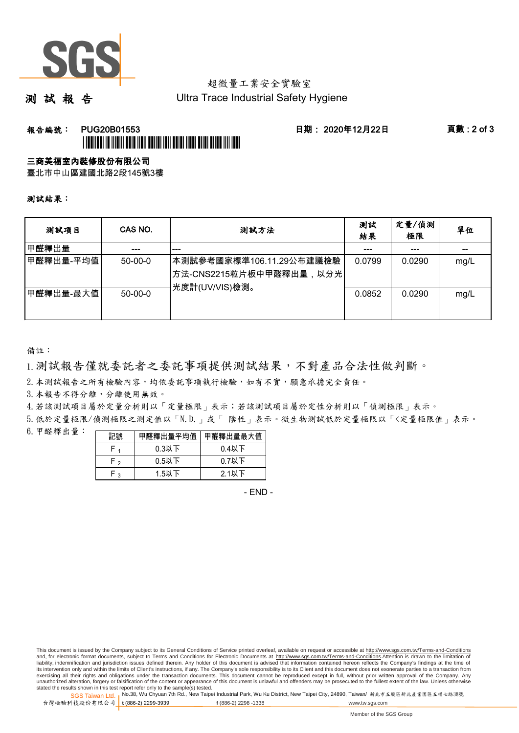超微量工業安全實驗室
Ultra Trace Industrial Safety Hygiene

# 測 試 報 告

報告編號： PUG20B01553　　日期： 2020年12月22日　　頁數 : 2 of 3

**三商美福室內裝修股份有限公司**
臺北市中山區建國北路2段145號3樓

**測試結果：**

| 測試項目 | CAS NO. | 測試方法 | 測試結果 | 定量/偵測極限 | 單位 |
|---|---|---|---|---|---|
| 甲醛釋出量 | --- | --- | --- | --- | -- |
| 甲醛釋出量-平均值 | 50-00-0 | 本測試參考國家標準106.11.29公布建議檢驗方法-CNS2215粒片板中甲醛釋出量，以分光光度計(UV/VIS)檢測。 | 0.0799 | 0.0290 | mg/L |
| 甲醛釋出量-最大值 | 50-00-0 | | 0.0852 | 0.0290 | mg/L |

備註：

1. 測試報告僅就委託者之委託事項提供測試結果，不對產品合法性做判斷。
2. 本測試報告之所有檢驗內容，均依委託事項執行檢驗，如有不實，願意承擔完全責任。
3. 本報告不得分離，分離使用無效。
4. 若該測試項目屬於定量分析則以「定量極限」表示；若該測試項目屬於定性分析則以「偵測極限」表示。
5. 低於定量極限/偵測極限之測定值以「N.D.」或「 陰性」表示。微生物測試低於定量極限以「<定量極限值」表示。
6. 甲醛釋出量：

| 記號 | 甲醛釋出量平均值 | 甲醛釋出量最大值 |
|---|---|---|
| $F_1$ | 0.3以下 | 0.4以下 |
| $F_2$ | 0.5以下 | 0.7以下 |
| $F_3$ | 1.5以下 | 2.1以下 |

- END -

This document is issued by the Company subject to its General Conditions of Service printed overleaf, available on request or accessible at http://www.sgs.com.tw/Terms-and-Conditions and, for electronic format documents, subject to Terms and Conditions for Electronic Documents at http://www.sgs.com.tw/Terms-and-Conditions.Attention is drawn to the limitation of liability, indemnification and jurisdiction issues defined therein. Any holder of this document is advised that information contained hereon reflects the Company's findings at the time of its intervention only and within the limits of Client's instructions, if any. The Company's sole responsibility is to its Client and this document does not exonerate parties to a transaction from exercising all their rights and obligations under the transaction documents. This document cannot be reproduced except in full, without prior written approval of the Company. Any unauthorized alteration, forgery or falsification of the content or appearance of this document is unlawful and offenders may be prosecuted to the fullest extent of the law. Unless otherwise stated the results shown in this test report refer only to the sample(s) tested.

SGS Taiwan Ltd. 台灣檢驗科技股份有限公司 | No.38, Wu Chyuan 7th Rd., New Taipei Industrial Park, Wu Ku District, New Taipei City, 24890, Taiwan/ 新北市五股區新北產業園區五權七路38號 | t (886-2) 2299-3939 | f (886-2) 2298 -1338 | www.tw.sgs.com

Member of the SGS Group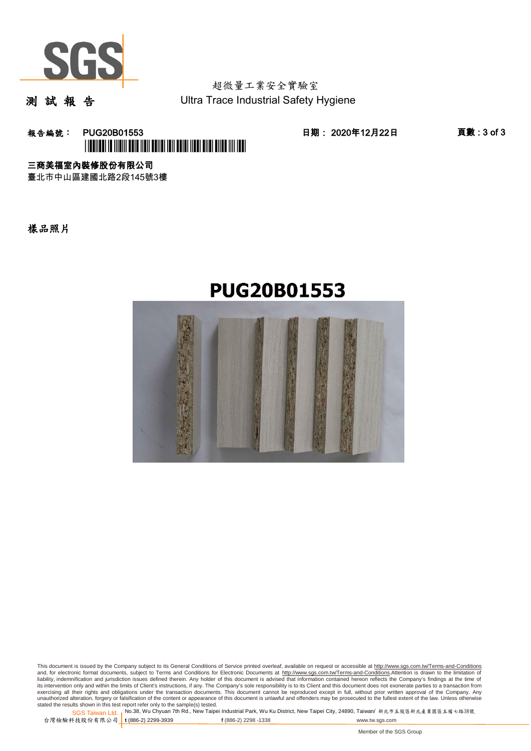測 試 報 告

超微量工業安全實驗室
Ultra Trace Industrial Safety Hygiene

報告編號： PUG20B01553 日期： 2020年12月22日 頁數 : 3 of 3

**三商美福室內裝修股份有限公司**
臺北市中山區建國北路2段145號3樓

## 樣品照片

PUG20B01553

This document is issued by the Company subject to its General Conditions of Service printed overleaf, available on request or accessible at http://www.sgs.com.tw/Terms-and-Conditions and, for electronic format documents, subject to Terms and Conditions for Electronic Documents at http://www.sgs.com.tw/Terms-and-Conditions.Attention is drawn to the limitation of liability, indemnification and jurisdiction issues defined therein. Any holder of this document is advised that information contained hereon reflects the Company's findings at the time of its intervention only and within the limits of Client's instructions, if any. The Company's sole responsibility is to its Client and this document does not exonerate parties to a transaction from exercising all their rights and obligations under the transaction documents. This document cannot be reproduced except in full, without prior written approval of the Company. Any unauthorized alteration, forgery or falsification of the content or appearance of this document is unlawful and offenders may be prosecuted to the fullest extent of the law. Unless otherwise stated the results shown in this test report refer only to the sample(s) tested.

SGS Taiwan Ltd. 台灣檢驗科技股份有限公司 | No.38, Wu Chyuan 7th Rd., New Taipei Industrial Park, Wu Ku District, New Taipei City, 24890, Taiwan/ 新北市五股區新北產業園區五權七路38號
t (886-2) 2299-3939 f (886-2) 2298 -1338 www.tw.sgs.com

Member of the SGS Group